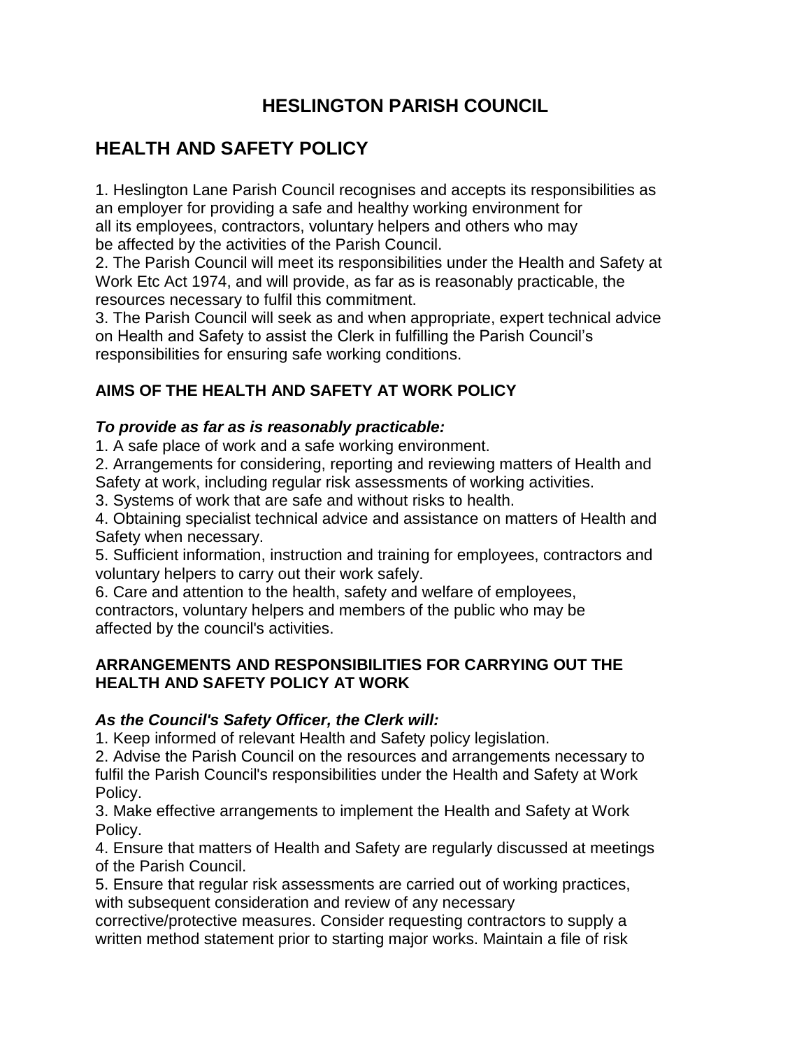# HESLINGTON PARISH COUNCIL

## HEALTH AND SAFETY POLICY

1. Heslington Lane Parish Council recognises and accepts its responsibilities as an employer for providing a safe and healthy working environment for all its employees, contractors, voluntary helpers and others who may be affected by the activities of the Parish Council.
2. The Parish Council will meet its responsibilities under the Health and Safety at Work Etc Act 1974, and will provide, as far as is reasonably practicable, the resources necessary to fulfil this commitment.
3. The Parish Council will seek as and when appropriate, expert technical advice on Health and Safety to assist the Clerk in fulfilling the Parish Council's responsibilities for ensuring safe working conditions.

### AIMS OF THE HEALTH AND SAFETY AT WORK POLICY

***To provide as far as is reasonably practicable:***

1. A safe place of work and a safe working environment.
2. Arrangements for considering, reporting and reviewing matters of Health and Safety at work, including regular risk assessments of working activities.
3. Systems of work that are safe and without risks to health.
4. Obtaining specialist technical advice and assistance on matters of Health and Safety when necessary.
5. Sufficient information, instruction and training for employees, contractors and voluntary helpers to carry out their work safely.
6. Care and attention to the health, safety and welfare of employees, contractors, voluntary helpers and members of the public who may be affected by the council's activities.

### ARRANGEMENTS AND RESPONSIBILITIES FOR CARRYING OUT THE HEALTH AND SAFETY POLICY AT WORK

***As the Council's Safety Officer, the Clerk will:***

1. Keep informed of relevant Health and Safety policy legislation.
2. Advise the Parish Council on the resources and arrangements necessary to fulfil the Parish Council's responsibilities under the Health and Safety at Work Policy.
3. Make effective arrangements to implement the Health and Safety at Work Policy.
4. Ensure that matters of Health and Safety are regularly discussed at meetings of the Parish Council.
5. Ensure that regular risk assessments are carried out of working practices, with subsequent consideration and review of any necessary corrective/protective measures. Consider requesting contractors to supply a written method statement prior to starting major works. Maintain a file of risk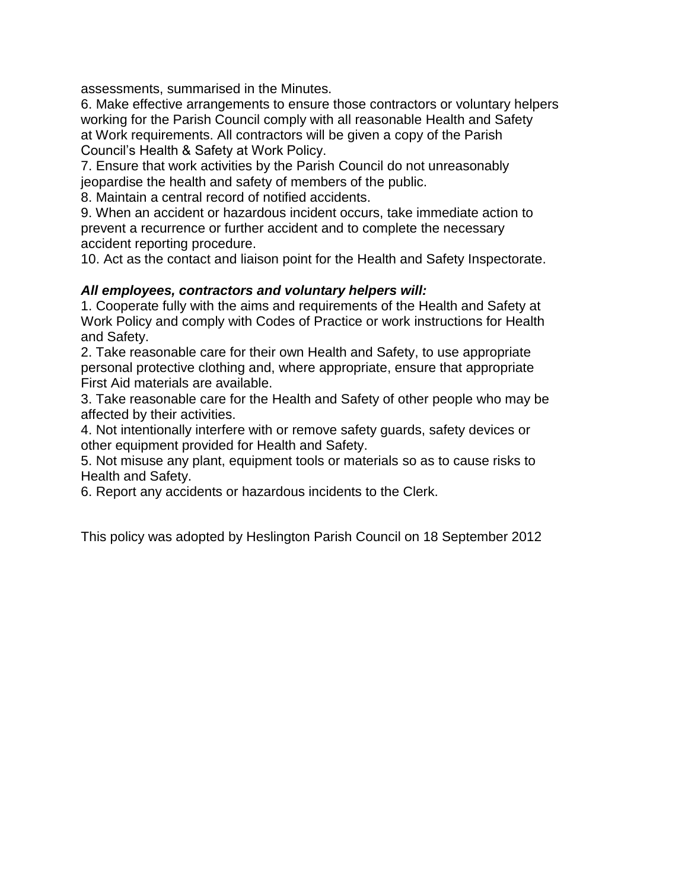assessments, summarised in the Minutes.

6. Make effective arrangements to ensure those contractors or voluntary helpers working for the Parish Council comply with all reasonable Health and Safety at Work requirements. All contractors will be given a copy of the Parish Council's Health & Safety at Work Policy.

7. Ensure that work activities by the Parish Council do not unreasonably jeopardise the health and safety of members of the public.

8. Maintain a central record of notified accidents.

9. When an accident or hazardous incident occurs, take immediate action to prevent a recurrence or further accident and to complete the necessary accident reporting procedure.

10. Act as the contact and liaison point for the Health and Safety Inspectorate.

***All employees, contractors and voluntary helpers will:***

1. Cooperate fully with the aims and requirements of the Health and Safety at Work Policy and comply with Codes of Practice or work instructions for Health and Safety.
2. Take reasonable care for their own Health and Safety, to use appropriate personal protective clothing and, where appropriate, ensure that appropriate First Aid materials are available.
3. Take reasonable care for the Health and Safety of other people who may be affected by their activities.
4. Not intentionally interfere with or remove safety guards, safety devices or other equipment provided for Health and Safety.
5. Not misuse any plant, equipment tools or materials so as to cause risks to Health and Safety.
6. Report any accidents or hazardous incidents to the Clerk.

This policy was adopted by Heslington Parish Council on 18 September 2012